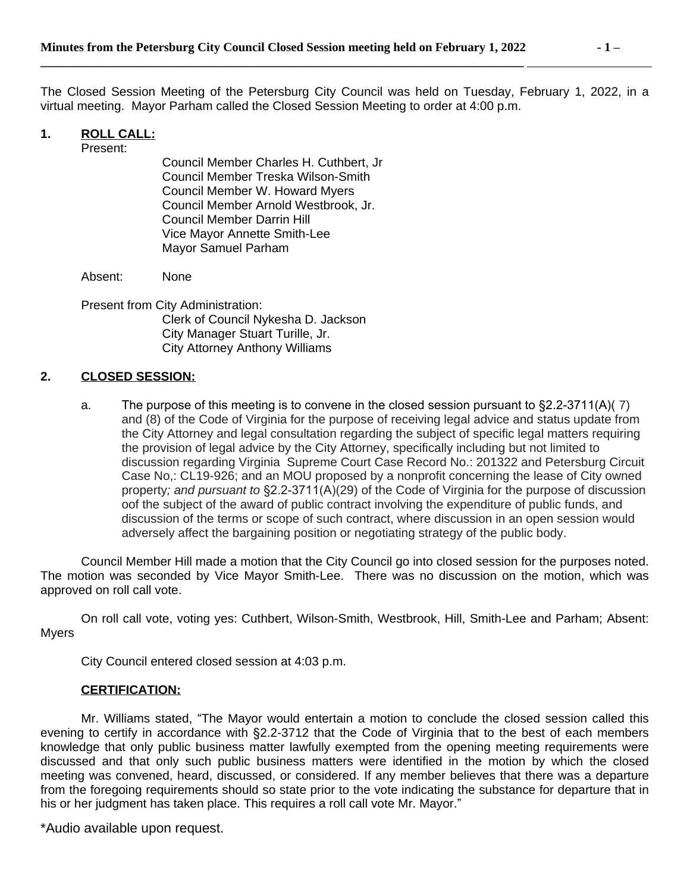The Closed Session Meeting of the Petersburg City Council was held on Tuesday, February 1, 2022, in a virtual meeting. Mayor Parham called the Closed Session Meeting to order at 4:00 p.m.

**1. ROLL CALL:**

Present:

Council Member Charles H. Cuthbert, Jr
Council Member Treska Wilson-Smith
Council Member W. Howard Myers
Council Member Arnold Westbrook, Jr.
Council Member Darrin Hill
Vice Mayor Annette Smith-Lee
Mayor Samuel Parham

Absent: None

Present from City Administration:

Clerk of Council Nykesha D. Jackson
City Manager Stuart Turille, Jr.
City Attorney Anthony Williams

**2. CLOSED SESSION:**

a. The purpose of this meeting is to convene in the closed session pursuant to §2.2-3711(A)( 7) and (8) of the Code of Virginia for the purpose of receiving legal advice and status update from the City Attorney and legal consultation regarding the subject of specific legal matters requiring the provision of legal advice by the City Attorney, specifically including but not limited to discussion regarding Virginia Supreme Court Case Record No.: 201322 and Petersburg Circuit Case No,: CL19-926; and an MOU proposed by a nonprofit concerning the lease of City owned property*; and pursuant to* §2.2-3711(A)(29) of the Code of Virginia for the purpose of discussion oof the subject of the award of public contract involving the expenditure of public funds, and discussion of the terms or scope of such contract, where discussion in an open session would adversely affect the bargaining position or negotiating strategy of the public body.

Council Member Hill made a motion that the City Council go into closed session for the purposes noted. The motion was seconded by Vice Mayor Smith-Lee. There was no discussion on the motion, which was approved on roll call vote.

On roll call vote, voting yes: Cuthbert, Wilson-Smith, Westbrook, Hill, Smith-Lee and Parham; Absent: Myers

City Council entered closed session at 4:03 p.m.

**CERTIFICATION:**

Mr. Williams stated, "The Mayor would entertain a motion to conclude the closed session called this evening to certify in accordance with §2.2-3712 that the Code of Virginia that to the best of each members knowledge that only public business matter lawfully exempted from the opening meeting requirements were discussed and that only such public business matters were identified in the motion by which the closed meeting was convened, heard, discussed, or considered. If any member believes that there was a departure from the foregoing requirements should so state prior to the vote indicating the substance for departure that in his or her judgment has taken place. This requires a roll call vote Mr. Mayor."

*Audio available upon request.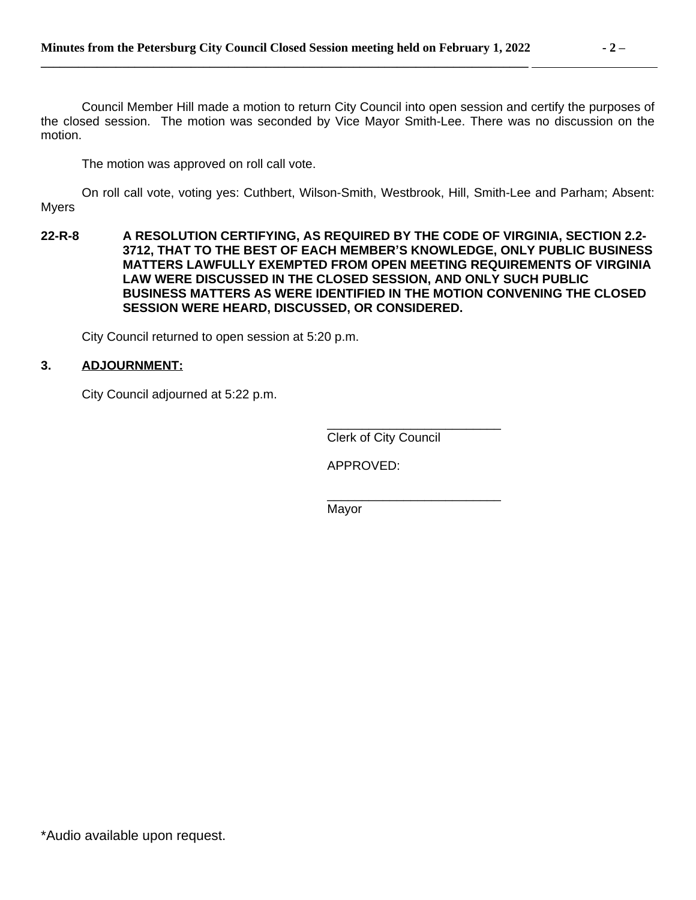Council Member Hill made a motion to return City Council into open session and certify the purposes of the closed session. The motion was seconded by Vice Mayor Smith-Lee. There was no discussion on the motion.

The motion was approved on roll call vote.

On roll call vote, voting yes: Cuthbert, Wilson-Smith, Westbrook, Hill, Smith-Lee and Parham; Absent: Myers

**22-R-8 A RESOLUTION CERTIFYING, AS REQUIRED BY THE CODE OF VIRGINIA, SECTION 2.2-3712, THAT TO THE BEST OF EACH MEMBER'S KNOWLEDGE, ONLY PUBLIC BUSINESS MATTERS LAWFULLY EXEMPTED FROM OPEN MEETING REQUIREMENTS OF VIRGINIA LAW WERE DISCUSSED IN THE CLOSED SESSION, AND ONLY SUCH PUBLIC BUSINESS MATTERS AS WERE IDENTIFIED IN THE MOTION CONVENING THE CLOSED SESSION WERE HEARD, DISCUSSED, OR CONSIDERED.**

City Council returned to open session at 5:20 p.m.

**3. ADJOURNMENT:**

City Council adjourned at 5:22 p.m.

\_\_\_\_\_\_\_\_\_\_\_\_\_\_\_\_\_\_\_\_\_\_\_\_\_
Clerk of City Council

APPROVED:

\_\_\_\_\_\_\_\_\_\_\_\_\_\_\_\_\_\_\_\_\_\_\_\_\_
Mayor

*Audio available upon request.